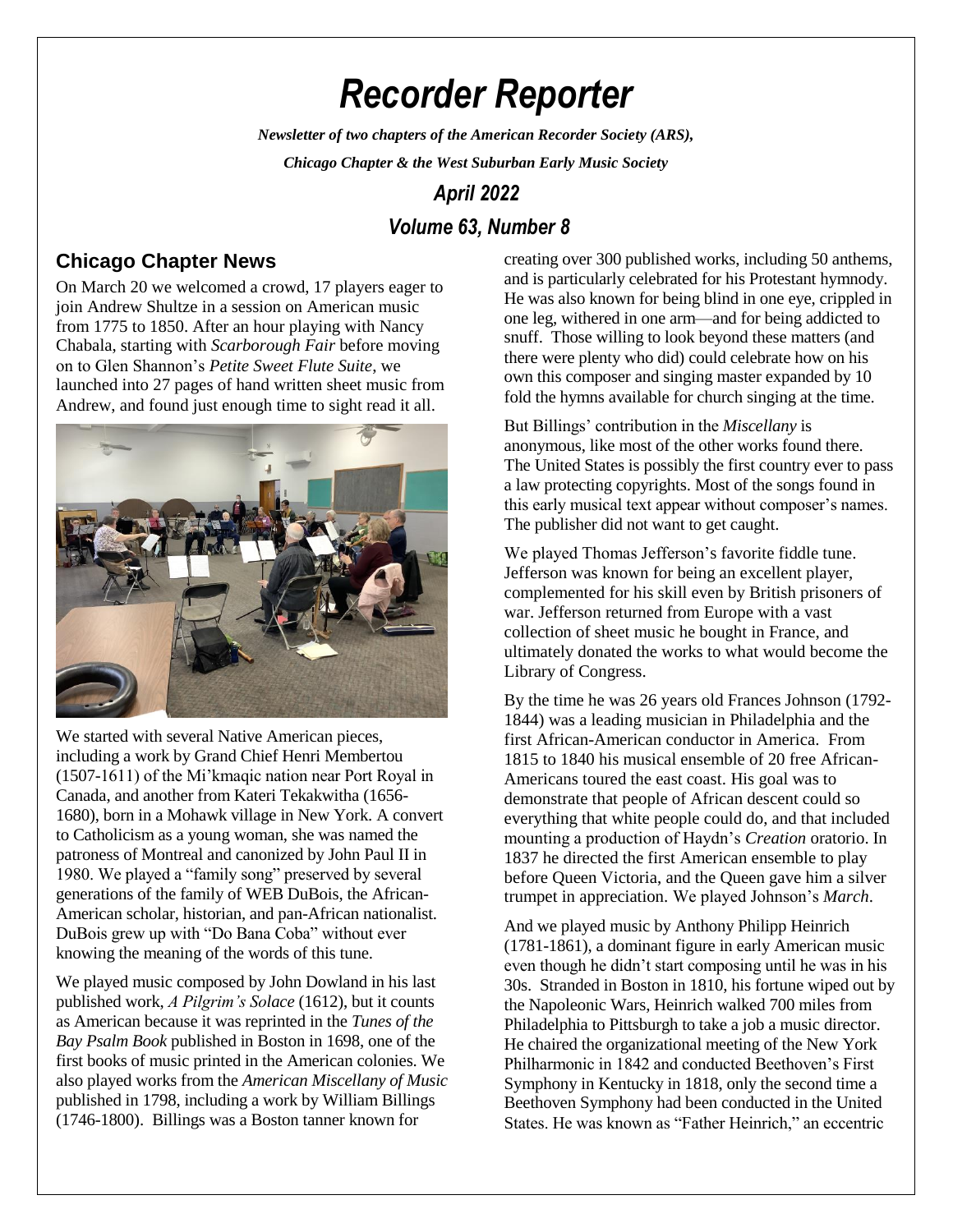# *Recorder Reporter*

***Newsletter of two chapters of the American Recorder Society (ARS),***

***Chicago Chapter & the West Suburban Early Music Society***

## *April 2022*

## *Volume 63, Number 8*

### Chicago Chapter News

On March 20 we welcomed a crowd, 17 players eager to join Andrew Shultze in a session on American music from 1775 to 1850. After an hour playing with Nancy Chabala, starting with *Scarborough Fair* before moving on to Glen Shannon's *Petite Sweet Flute Suite*, we launched into 27 pages of hand written sheet music from Andrew, and found just enough time to sight read it all.

We started with several Native American pieces, including a work by Grand Chief Henri Membertou (1507-1611) of the Mi'kmaqic nation near Port Royal in Canada, and another from Kateri Tekakwitha (1656-1680), born in a Mohawk village in New York. A convert to Catholicism as a young woman, she was named the patroness of Montreal and canonized by John Paul II in 1980. We played a "family song" preserved by several generations of the family of WEB DuBois, the African-American scholar, historian, and pan-African nationalist. DuBois grew up with "Do Bana Coba" without ever knowing the meaning of the words of this tune.

We played music composed by John Dowland in his last published work, *A Pilgrim's Solace* (1612), but it counts as American because it was reprinted in the *Tunes of the Bay Psalm Book* published in Boston in 1698, one of the first books of music printed in the American colonies. We also played works from the *American Miscellany of Music* published in 1798, including a work by William Billings (1746-1800). Billings was a Boston tanner known for creating over 300 published works, including 50 anthems, and is particularly celebrated for his Protestant hymnody. He was also known for being blind in one eye, crippled in one leg, withered in one arm—and for being addicted to snuff. Those willing to look beyond these matters (and there were plenty who did) could celebrate how on his own this composer and singing master expanded by 10 fold the hymns available for church singing at the time.

But Billings' contribution in the *Miscellany* is anonymous, like most of the other works found there. The United States is possibly the first country ever to pass a law protecting copyrights. Most of the songs found in this early musical text appear without composer's names. The publisher did not want to get caught.

We played Thomas Jefferson's favorite fiddle tune. Jefferson was known for being an excellent player, complemented for his skill even by British prisoners of war. Jefferson returned from Europe with a vast collection of sheet music he bought in France, and ultimately donated the works to what would become the Library of Congress.

By the time he was 26 years old Frances Johnson (1792-1844) was a leading musician in Philadelphia and the first African-American conductor in America. From 1815 to 1840 his musical ensemble of 20 free African-Americans toured the east coast. His goal was to demonstrate that people of African descent could so everything that white people could do, and that included mounting a production of Haydn's *Creation* oratorio. In 1837 he directed the first American ensemble to play before Queen Victoria, and the Queen gave him a silver trumpet in appreciation. We played Johnson's *March*.

And we played music by Anthony Philipp Heinrich (1781-1861), a dominant figure in early American music even though he didn't start composing until he was in his 30s. Stranded in Boston in 1810, his fortune wiped out by the Napoleonic Wars, Heinrich walked 700 miles from Philadelphia to Pittsburgh to take a job a music director. He chaired the organizational meeting of the New York Philharmonic in 1842 and conducted Beethoven's First Symphony in Kentucky in 1818, only the second time a Beethoven Symphony had been conducted in the United States. He was known as "Father Heinrich," an eccentric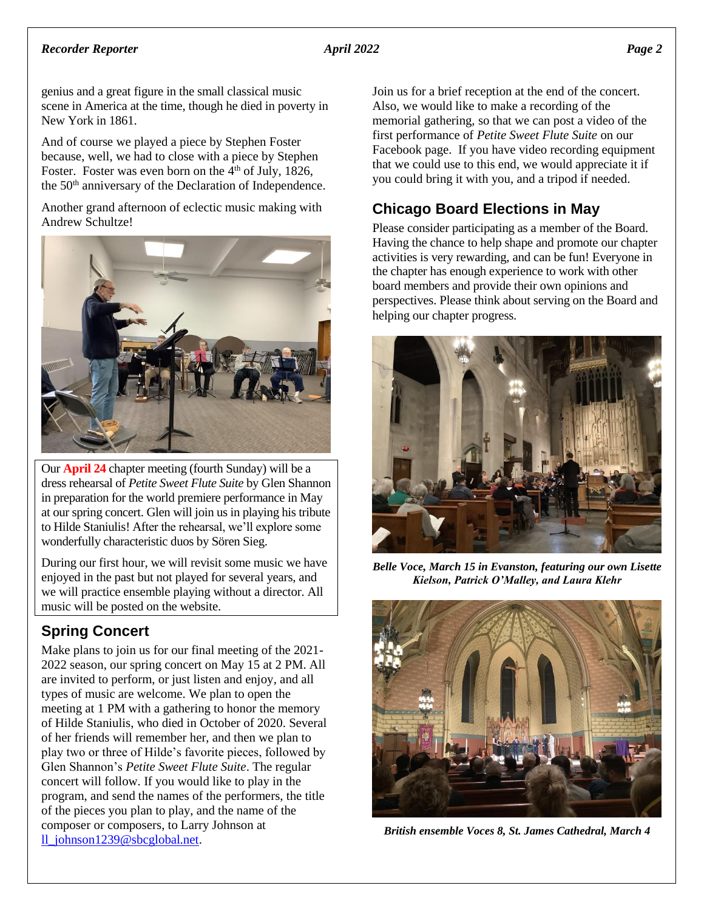genius and a great figure in the small classical music scene in America at the time, though he died in poverty in New York in 1861.

And of course we played a piece by Stephen Foster because, well, we had to close with a piece by Stephen Foster. Foster was even born on the 4th of July, 1826, the 50th anniversary of the Declaration of Independence.

Another grand afternoon of eclectic music making with Andrew Schultze!

Our **April 24** chapter meeting (fourth Sunday) will be a dress rehearsal of *Petite Sweet Flute Suite* by Glen Shannon in preparation for the world premiere performance in May at our spring concert. Glen will join us in playing his tribute to Hilde Staniulis! After the rehearsal, we'll explore some wonderfully characteristic duos by Sören Sieg.

During our first hour, we will revisit some music we have enjoyed in the past but not played for several years, and we will practice ensemble playing without a director. All music will be posted on the website.

## Spring Concert

Make plans to join us for our final meeting of the 2021-2022 season, our spring concert on May 15 at 2 PM. All are invited to perform, or just listen and enjoy, and all types of music are welcome. We plan to open the meeting at 1 PM with a gathering to honor the memory of Hilde Staniulis, who died in October of 2020. Several of her friends will remember her, and then we plan to play two or three of Hilde's favorite pieces, followed by Glen Shannon's *Petite Sweet Flute Suite*. The regular concert will follow. If you would like to play in the program, and send the names of the performers, the title of the pieces you plan to play, and the name of the composer or composers, to Larry Johnson at ll_johnson1239@sbcglobal.net.

Join us for a brief reception at the end of the concert. Also, we would like to make a recording of the memorial gathering, so that we can post a video of the first performance of *Petite Sweet Flute Suite* on our Facebook page. If you have video recording equipment that we could use to this end, we would appreciate it if you could bring it with you, and a tripod if needed.

## Chicago Board Elections in May

Please consider participating as a member of the Board. Having the chance to help shape and promote our chapter activities is very rewarding, and can be fun! Everyone in the chapter has enough experience to work with other board members and provide their own opinions and perspectives. Please think about serving on the Board and helping our chapter progress.

***Belle Voce, March 15 in Evanston, featuring our own Lisette Kielson, Patrick O'Malley, and Laura Klehr***

***British ensemble Voces 8, St. James Cathedral, March 4***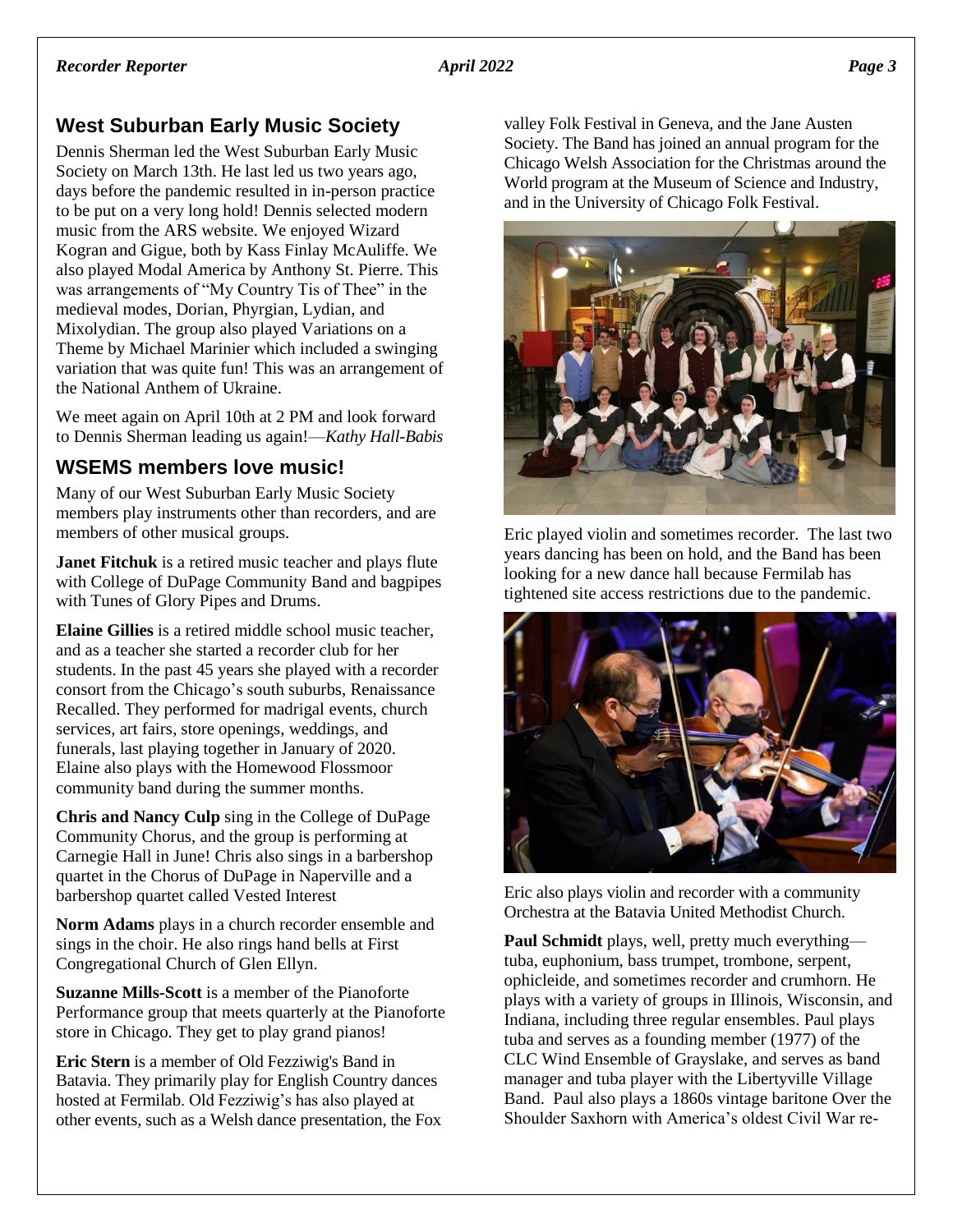## West Suburban Early Music Society

Dennis Sherman led the West Suburban Early Music Society on March 13th. He last led us two years ago, days before the pandemic resulted in in-person practice to be put on a very long hold! Dennis selected modern music from the ARS website. We enjoyed Wizard Kogran and Gigue, both by Kass Finlay McAuliffe. We also played Modal America by Anthony St. Pierre. This was arrangements of "My Country Tis of Thee" in the medieval modes, Dorian, Phyrgian, Lydian, and Mixolydian. The group also played Variations on a Theme by Michael Marinier which included a swinging variation that was quite fun! This was an arrangement of the National Anthem of Ukraine.

We meet again on April 10th at 2 PM and look forward to Dennis Sherman leading us again!—*Kathy Hall-Babis*

## WSEMS members love music!

Many of our West Suburban Early Music Society members play instruments other than recorders, and are members of other musical groups.

**Janet Fitchuk** is a retired music teacher and plays flute with College of DuPage Community Band and bagpipes with Tunes of Glory Pipes and Drums.

**Elaine Gillies** is a retired middle school music teacher, and as a teacher she started a recorder club for her students. In the past 45 years she played with a recorder consort from the Chicago's south suburbs, Renaissance Recalled. They performed for madrigal events, church services, art fairs, store openings, weddings, and funerals, last playing together in January of 2020. Elaine also plays with the Homewood Flossmoor community band during the summer months.

**Chris and Nancy Culp** sing in the College of DuPage Community Chorus, and the group is performing at Carnegie Hall in June! Chris also sings in a barbershop quartet in the Chorus of DuPage in Naperville and a barbershop quartet called Vested Interest

**Norm Adams** plays in a church recorder ensemble and sings in the choir. He also rings hand bells at First Congregational Church of Glen Ellyn.

**Suzanne Mills-Scott** is a member of the Pianoforte Performance group that meets quarterly at the Pianoforte store in Chicago. They get to play grand pianos!

**Eric Stern** is a member of Old Fezziwig's Band in Batavia. They primarily play for English Country dances hosted at Fermilab. Old Fezziwig's has also played at other events, such as a Welsh dance presentation, the Fox valley Folk Festival in Geneva, and the Jane Austen Society. The Band has joined an annual program for the Chicago Welsh Association for the Christmas around the World program at the Museum of Science and Industry, and in the University of Chicago Folk Festival.

Eric played violin and sometimes recorder. The last two years dancing has been on hold, and the Band has been looking for a new dance hall because Fermilab has tightened site access restrictions due to the pandemic.

Eric also plays violin and recorder with a community Orchestra at the Batavia United Methodist Church.

**Paul Schmidt** plays, well, pretty much everything—tuba, euphonium, bass trumpet, trombone, serpent, ophicleide, and sometimes recorder and crumhorn. He plays with a variety of groups in Illinois, Wisconsin, and Indiana, including three regular ensembles. Paul plays tuba and serves as a founding member (1977) of the CLC Wind Ensemble of Grayslake, and serves as band manager and tuba player with the Libertyville Village Band. Paul also plays a 1860s vintage baritone Over the Shoulder Saxhorn with America's oldest Civil War re-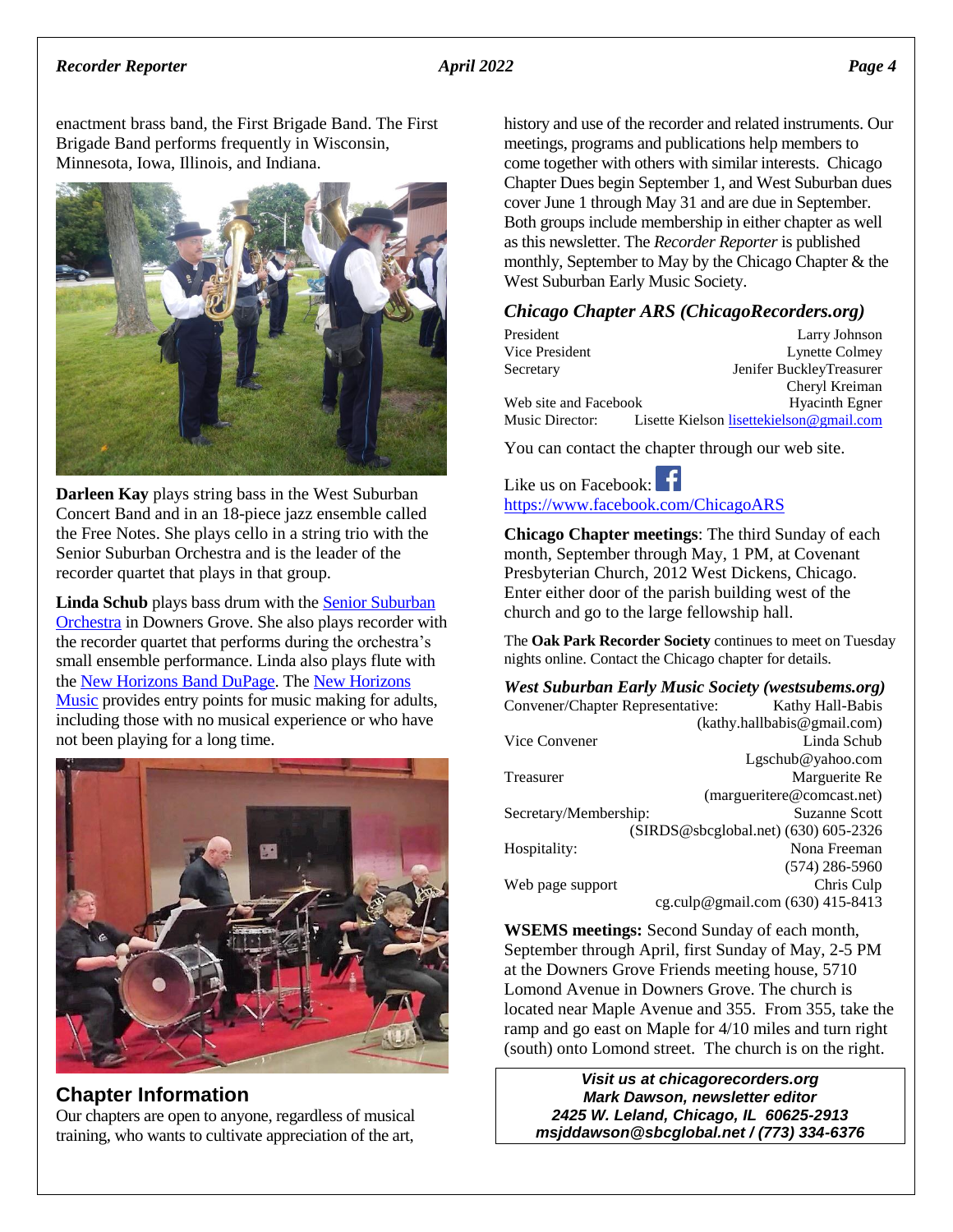enactment brass band, the First Brigade Band. The First Brigade Band performs frequently in Wisconsin, Minnesota, Iowa, Illinois, and Indiana.

**Darleen Kay** plays string bass in the West Suburban Concert Band and in an 18-piece jazz ensemble called the Free Notes. She plays cello in a string trio with the Senior Suburban Orchestra and is the leader of the recorder quartet that plays in that group.

**Linda Schub** plays bass drum with the Senior Suburban Orchestra in Downers Grove. She also plays recorder with the recorder quartet that performs during the orchestra's small ensemble performance. Linda also plays flute with the New Horizons Band DuPage. The New Horizons Music provides entry points for music making for adults, including those with no musical experience or who have not been playing for a long time.

## Chapter Information

Our chapters are open to anyone, regardless of musical training, who wants to cultivate appreciation of the art, history and use of the recorder and related instruments. Our meetings, programs and publications help members to come together with others with similar interests. Chicago Chapter Dues begin September 1, and West Suburban dues cover June 1 through May 31 and are due in September. Both groups include membership in either chapter as well as this newsletter. The *Recorder Reporter* is published monthly, September to May by the Chicago Chapter & the West Suburban Early Music Society.

### *Chicago Chapter ARS (ChicagoRecorders.org)*

| | |
|---|---|
| President | Larry Johnson |
| Vice President | Lynette Colmey |
| Secretary | Jenifer Buckley |
| Treasurer | Cheryl Kreiman |
| Web site and Facebook | Hyacinth Egner |
| Music Director: | Lisette Kielson lisettekielson@gmail.com |

You can contact the chapter through our web site.

Like us on Facebook:
https://www.facebook.com/ChicagoARS

**Chicago Chapter meetings**: The third Sunday of each month, September through May, 1 PM, at Covenant Presbyterian Church, 2012 West Dickens, Chicago. Enter either door of the parish building west of the church and go to the large fellowship hall.

The **Oak Park Recorder Society** continues to meet on Tuesday nights online. Contact the Chicago chapter for details.

### *West Suburban Early Music Society (westsubems.org)*

| | |
|---|---|
| Convener/Chapter Representative: | Kathy Hall-Babis (kathy.hallbabis@gmail.com) |
| Vice Convener | Linda Schub Lgschub@yahoo.com |
| Treasurer | Marguerite Re (margueritere@comcast.net) |
| Secretary/Membership: | Suzanne Scott (SIRDS@sbcglobal.net) (630) 605-2326 |
| Hospitality: | Nona Freeman (574) 286-5960 |
| Web page support | Chris Culp cg.culp@gmail.com (630) 415-8413 |

**WSEMS meetings:** Second Sunday of each month, September through April, first Sunday of May, 2-5 PM at the Downers Grove Friends meeting house, 5710 Lomond Avenue in Downers Grove. The church is located near Maple Avenue and 355. From 355, take the ramp and go east on Maple for 4/10 miles and turn right (south) onto Lomond street. The church is on the right.

***Visit us at chicagorecorders.org***
***Mark Dawson, newsletter editor***
***2425 W. Leland, Chicago, IL 60625-2913***
***msjddawson@sbcglobal.net / (773) 334-6376***